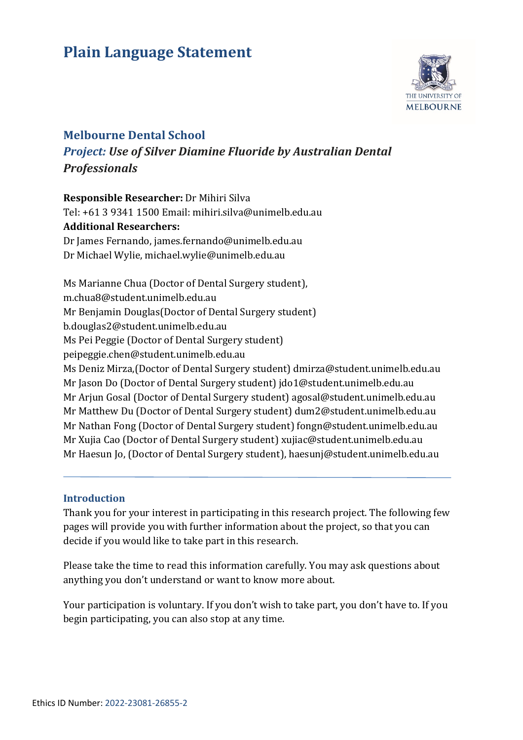# Plain Language Statement

## Melbourne Dental School

### *Project: Use of Silver Diamine Fluoride by Australian Dental Professionals*

**Responsible Researcher:** Dr Mihiri Silva
Tel: +61 3 9341 1500 Email: mihiri.silva@unimelb.edu.au
**Additional Researchers:**
Dr James Fernando, james.fernando@unimelb.edu.au
Dr Michael Wylie, michael.wylie@unimelb.edu.au

Ms Marianne Chua (Doctor of Dental Surgery student), m.chua8@student.unimelb.edu.au
Mr Benjamin Douglas(Doctor of Dental Surgery student) b.douglas2@student.unimelb.edu.au
Ms Pei Peggie (Doctor of Dental Surgery student) peipeggie.chen@student.unimelb.edu.au
Ms Deniz Mirza,(Doctor of Dental Surgery student) dmirza@student.unimelb.edu.au
Mr Jason Do (Doctor of Dental Surgery student) jdo1@student.unimelb.edu.au
Mr Arjun Gosal (Doctor of Dental Surgery student) agosal@student.unimelb.edu.au
Mr Matthew Du (Doctor of Dental Surgery student) dum2@student.unimelb.edu.au
Mr Nathan Fong (Doctor of Dental Surgery student) fongn@student.unimelb.edu.au
Mr Xujia Cao (Doctor of Dental Surgery student) xujiac@student.unimelb.edu.au
Mr Haesun Jo, (Doctor of Dental Surgery student), haesunj@student.unimelb.edu.au

---

### Introduction

Thank you for your interest in participating in this research project. The following few pages will provide you with further information about the project, so that you can decide if you would like to take part in this research.

Please take the time to read this information carefully. You may ask questions about anything you don't understand or want to know more about.

Your participation is voluntary. If you don't wish to take part, you don't have to. If you begin participating, you can also stop at any time.

Ethics ID Number: 2022-23081-26855-2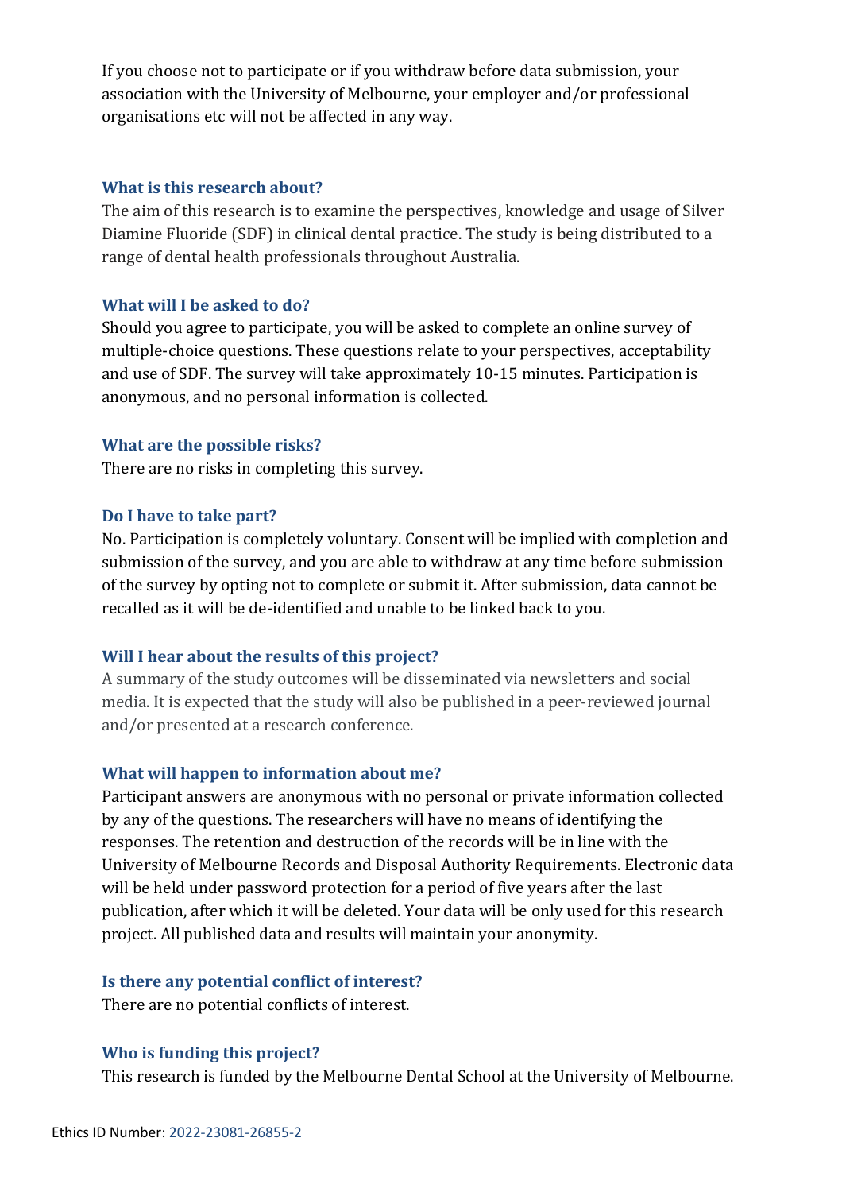If you choose not to participate or if you withdraw before data submission, your association with the University of Melbourne, your employer and/or professional organisations etc will not be affected in any way.

### What is this research about?

The aim of this research is to examine the perspectives, knowledge and usage of Silver Diamine Fluoride (SDF) in clinical dental practice. The study is being distributed to a range of dental health professionals throughout Australia.

### What will I be asked to do?

Should you agree to participate, you will be asked to complete an online survey of multiple-choice questions. These questions relate to your perspectives, acceptability and use of SDF. The survey will take approximately 10-15 minutes. Participation is anonymous, and no personal information is collected.

### What are the possible risks?

There are no risks in completing this survey.

### Do I have to take part?

No. Participation is completely voluntary. Consent will be implied with completion and submission of the survey, and you are able to withdraw at any time before submission of the survey by opting not to complete or submit it. After submission, data cannot be recalled as it will be de-identified and unable to be linked back to you.

### Will I hear about the results of this project?

A summary of the study outcomes will be disseminated via newsletters and social media. It is expected that the study will also be published in a peer-reviewed journal and/or presented at a research conference.

### What will happen to information about me?

Participant answers are anonymous with no personal or private information collected by any of the questions. The researchers will have no means of identifying the responses. The retention and destruction of the records will be in line with the University of Melbourne Records and Disposal Authority Requirements. Electronic data will be held under password protection for a period of five years after the last publication, after which it will be deleted. Your data will be only used for this research project. All published data and results will maintain your anonymity.

### Is there any potential conflict of interest?

There are no potential conflicts of interest.

### Who is funding this project?

This research is funded by the Melbourne Dental School at the University of Melbourne.

Ethics ID Number: 2022-23081-26855-2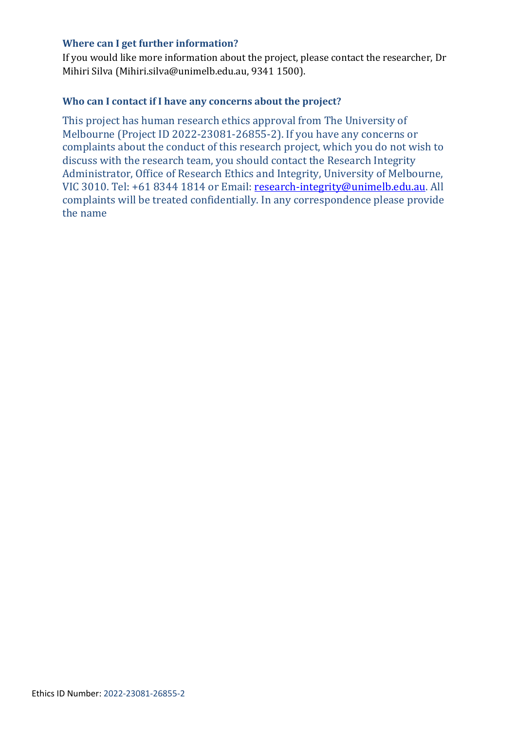### Where can I get further information?

If you would like more information about the project, please contact the researcher, Dr Mihiri Silva (Mihiri.silva@unimelb.edu.au, 9341 1500).

### Who can I contact if I have any concerns about the project?

This project has human research ethics approval from The University of Melbourne (Project ID 2022-23081-26855-2). If you have any concerns or complaints about the conduct of this research project, which you do not wish to discuss with the research team, you should contact the Research Integrity Administrator, Office of Research Ethics and Integrity, University of Melbourne, VIC 3010. Tel: +61 8344 1814 or Email: research-integrity@unimelb.edu.au. All complaints will be treated confidentially. In any correspondence please provide the name

Ethics ID Number: 2022-23081-26855-2